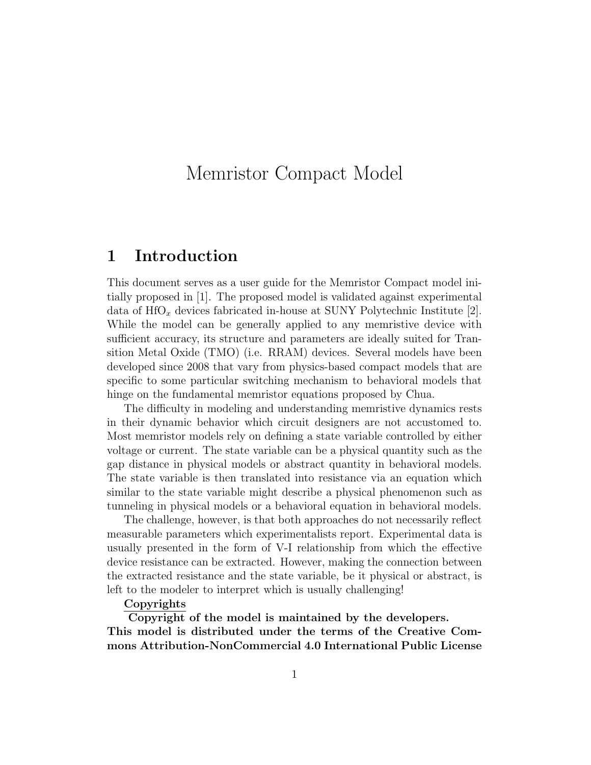# Memristor Compact Model

## 1 Introduction

This document serves as a user guide for the Memristor Compact model initially proposed in [1]. The proposed model is validated against experimental data of $HfO_x$ devices fabricated in-house at SUNY Polytechnic Institute [2]. While the model can be generally applied to any memristive device with sufficient accuracy, its structure and parameters are ideally suited for Transition Metal Oxide (TMO) (i.e. RRAM) devices. Several models have been developed since 2008 that vary from physics-based compact models that are specific to some particular switching mechanism to behavioral models that hinge on the fundamental memristor equations proposed by Chua.

The difficulty in modeling and understanding memristive dynamics rests in their dynamic behavior which circuit designers are not accustomed to. Most memristor models rely on defining a state variable controlled by either voltage or current. The state variable can be a physical quantity such as the gap distance in physical models or abstract quantity in behavioral models. The state variable is then translated into resistance via an equation which similar to the state variable might describe a physical phenomenon such as tunneling in physical models or a behavioral equation in behavioral models.

The challenge, however, is that both approaches do not necessarily reflect measurable parameters which experimentalists report. Experimental data is usually presented in the form of V-I relationship from which the effective device resistance can be extracted. However, making the connection between the extracted resistance and the state variable, be it physical or abstract, is left to the modeler to interpret which is usually challenging!

**Copyrights**

**Copyright of the model is maintained by the developers. This model is distributed under the terms of the Creative Commons Attribution-NonCommercial 4.0 International Public License**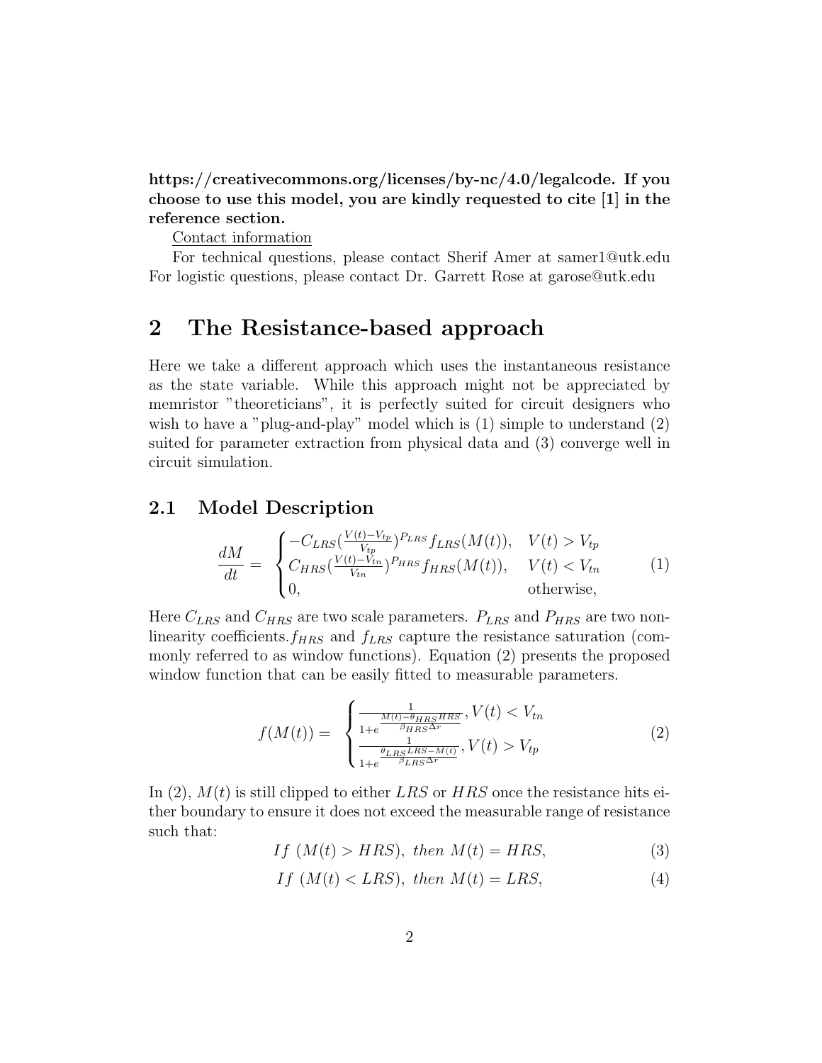**https://creativecommons.org/licenses/by-nc/4.0/legalcode. If you choose to use this model, you are kindly requested to cite [1] in the reference section.**

Contact information

For technical questions, please contact Sherif Amer at samer1@utk.edu
For logistic questions, please contact Dr. Garrett Rose at garose@utk.edu

## 2 The Resistance-based approach

Here we take a different approach which uses the instantaneous resistance as the state variable. While this approach might not be appreciated by memristor "theoreticians", it is perfectly suited for circuit designers who wish to have a "plug-and-play" model which is (1) simple to understand (2) suited for parameter extraction from physical data and (3) converge well in circuit simulation.

### 2.1 Model Description

$$\frac{dM}{dt} = \begin{cases} -C_{LRS}(\frac{V(t)-V_{tp}}{V_{tp}})^{P_{LRS}} f_{LRS}(M(t)), & V(t) > V_{tp} \\ C_{HRS}(\frac{V(t)-V_{tn}}{V_{tn}})^{P_{HRS}} f_{HRS}(M(t)), & V(t) < V_{tn} \\ 0, & \text{otherwise,} \end{cases} \quad (1)$$

Here $C_{LRS}$ and $C_{HRS}$ are two scale parameters. $P_{LRS}$ and $P_{HRS}$ are two non-linearity coefficients.$f_{HRS}$ and $f_{LRS}$ capture the resistance saturation (commonly referred to as window functions). Equation (2) presents the proposed window function that can be easily fitted to measurable parameters.

$$f(M(t)) = \begin{cases} \frac{1}{1+e^{\frac{M(t)-\theta_{HRS}HRS}{\beta_{HRS}\Delta r}}}, V(t) < V_{tn} \\ \frac{1}{1+e^{\frac{\theta_{LRS}LRS-M(t)}{\beta_{LRS}\Delta r}}}, V(t) > V_{tp} \end{cases} \quad (2)$$

In (2), $M(t)$ is still clipped to either $LRS$ or $HRS$ once the resistance hits either boundary to ensure it does not exceed the measurable range of resistance such that:

$$If \ (M(t) > HRS), \ then \ M(t) = HRS, \quad (3)$$

$$If \ (M(t) < LRS), \ then \ M(t) = LRS, \quad (4)$$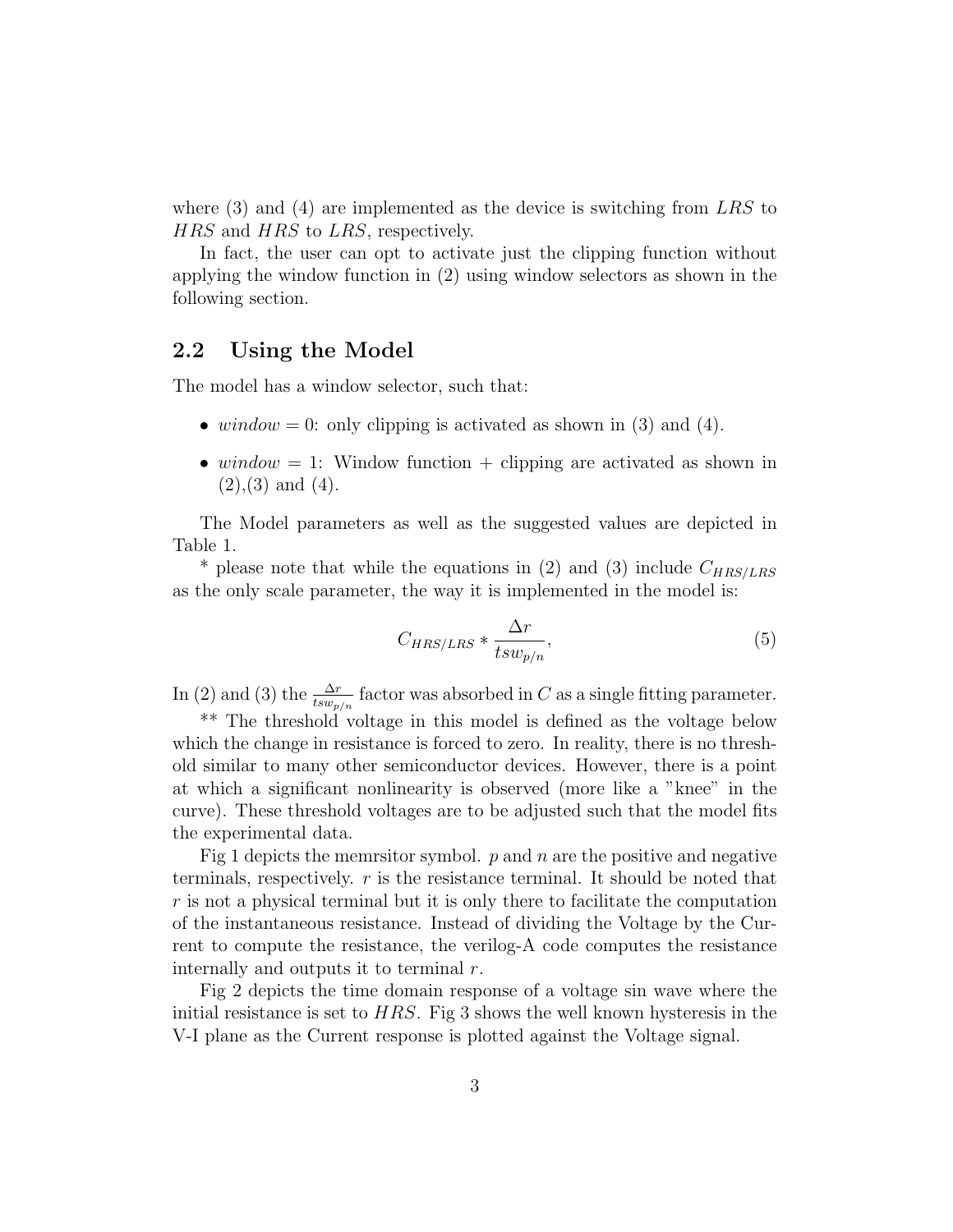where (3) and (4) are implemented as the device is switching from $LRS$ to $HRS$ and $HRS$ to $LRS$, respectively.

In fact, the user can opt to activate just the clipping function without applying the window function in (2) using window selectors as shown in the following section.

## 2.2 Using the Model

The model has a window selector, such that:

- $window = 0$: only clipping is activated as shown in (3) and (4).
- $window = 1$: Window function + clipping are activated as shown in (2),(3) and (4).

The Model parameters as well as the suggested values are depicted in Table 1.

* please note that while the equations in (2) and (3) include $C_{HRS/LRS}$ as the only scale parameter, the way it is implemented in the model is:

$$C_{HRS/LRS} * \frac{\Delta r}{tsw_{p/n}}, \tag{5}$$

In (2) and (3) the $\frac{\Delta r}{tsw_{p/n}}$ factor was absorbed in $C$ as a single fitting parameter.

** The threshold voltage in this model is defined as the voltage below which the change in resistance is forced to zero. In reality, there is no threshold similar to many other semiconductor devices. However, there is a point at which a significant nonlinearity is observed (more like a "knee" in the curve). These threshold voltages are to be adjusted such that the model fits the experimental data.

Fig 1 depicts the memrsitor symbol. $p$ and $n$ are the positive and negative terminals, respectively. $r$ is the resistance terminal. It should be noted that $r$ is not a physical terminal but it is only there to facilitate the computation of the instantaneous resistance. Instead of dividing the Voltage by the Current to compute the resistance, the verilog-A code computes the resistance internally and outputs it to terminal $r$.

Fig 2 depicts the time domain response of a voltage sin wave where the initial resistance is set to $HRS$. Fig 3 shows the well known hysteresis in the V-I plane as the Current response is plotted against the Voltage signal.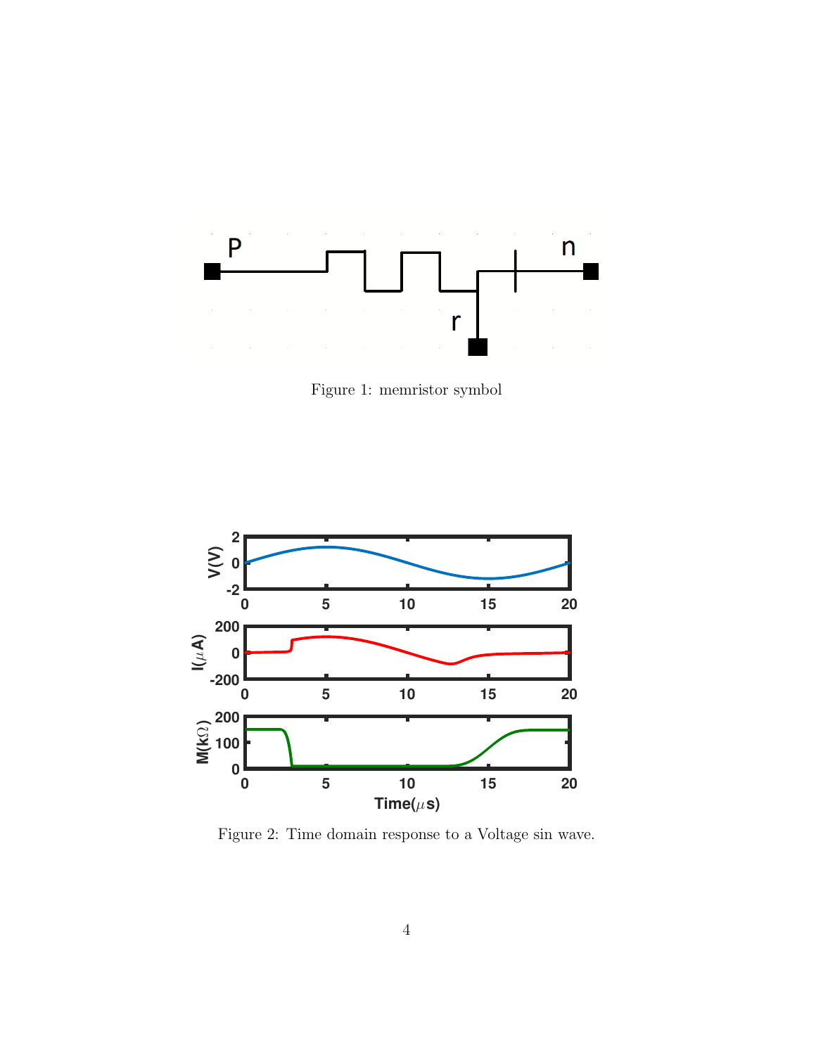Figure 1: memristor symbol

Figure 2: Time domain response to a Voltage sin wave.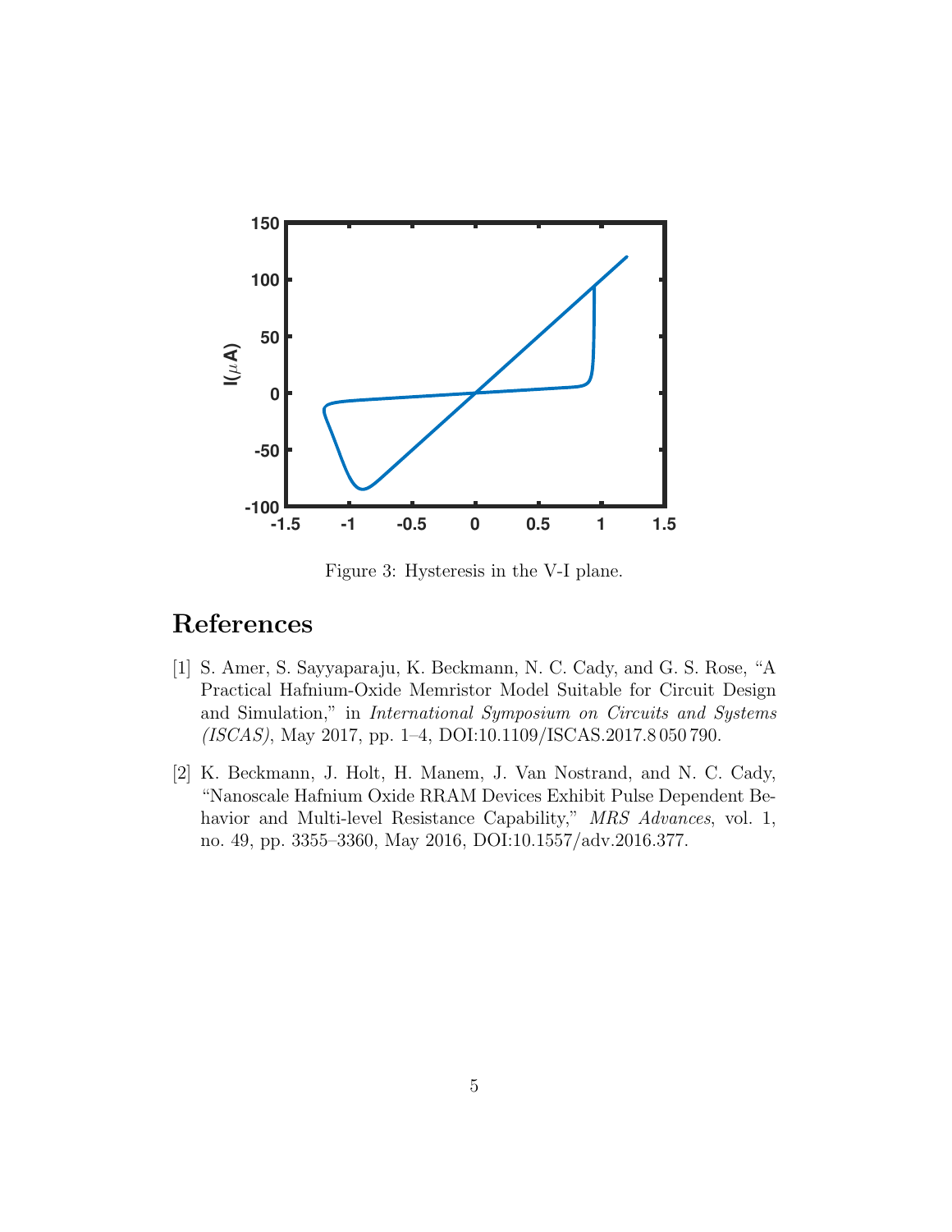Figure 3: Hysteresis in the V-I plane.

## References

[1] S. Amer, S. Sayyaparaju, K. Beckmann, N. C. Cady, and G. S. Rose, "A Practical Hafnium-Oxide Memristor Model Suitable for Circuit Design and Simulation," in *International Symposium on Circuits and Systems (ISCAS)*, May 2017, pp. 1–4, DOI:10.1109/ISCAS.2017.8 050 790.

[2] K. Beckmann, J. Holt, H. Manem, J. Van Nostrand, and N. C. Cady, "Nanoscale Hafnium Oxide RRAM Devices Exhibit Pulse Dependent Behavior and Multi-level Resistance Capability," *MRS Advances*, vol. 1, no. 49, pp. 3355–3360, May 2016, DOI:10.1557/adv.2016.377.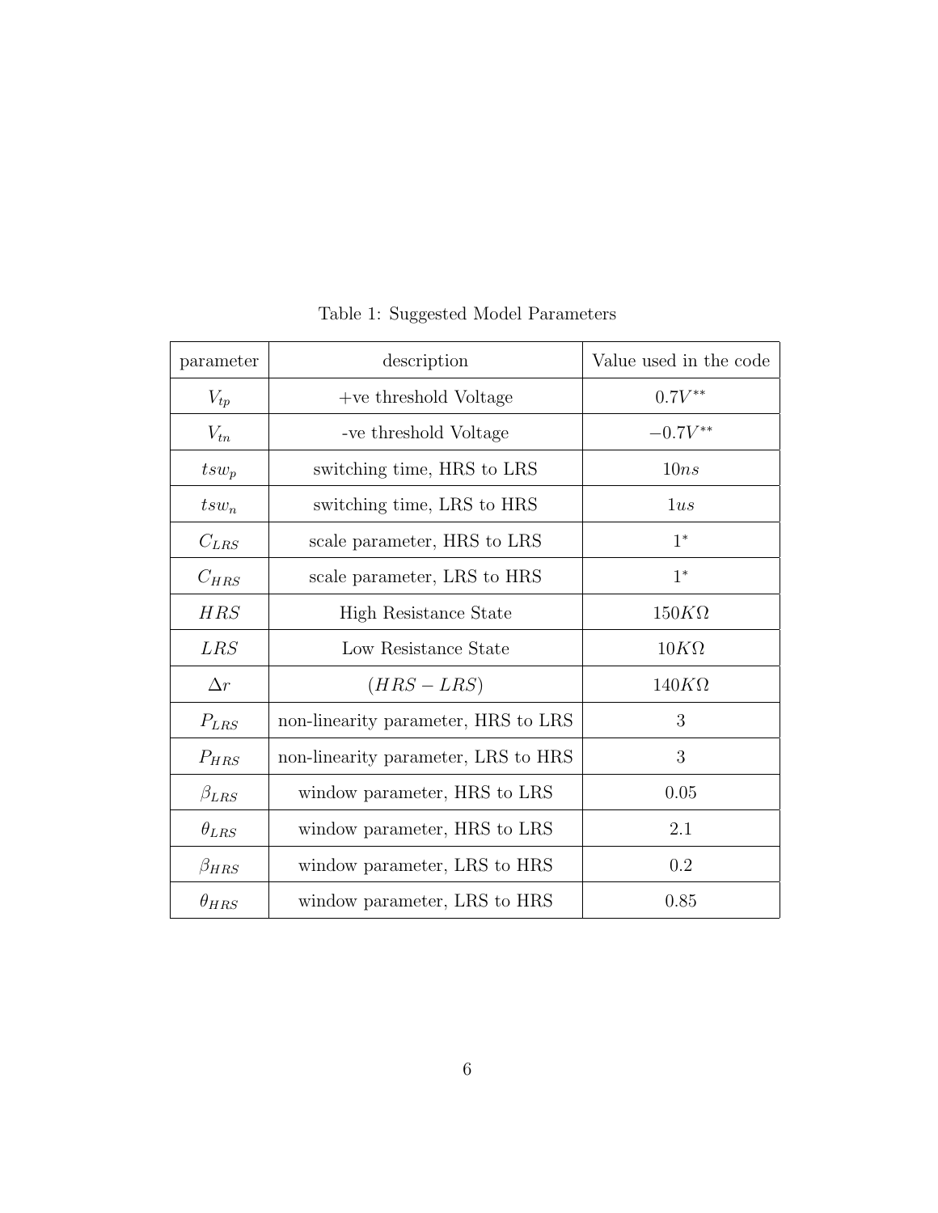Table 1: Suggested Model Parameters

| parameter | description | Value used in the code |
|---|---|---|
| $V_{tp}$ | +ve threshold Voltage | $0.7V^{**}$ |
| $V_{tn}$ | -ve threshold Voltage | $-0.7V^{**}$ |
| $tsw_p$ | switching time, HRS to LRS | $10ns$ |
| $tsw_n$ | switching time, LRS to HRS | $1us$ |
| $C_{LRS}$ | scale parameter, HRS to LRS | $1^*$ |
| $C_{HRS}$ | scale parameter, LRS to HRS | $1^*$ |
| $HRS$ | High Resistance State | $150K\Omega$ |
| $LRS$ | Low Resistance State | $10K\Omega$ |
| $\Delta r$ | $(HRS - LRS)$ | $140K\Omega$ |
| $P_{LRS}$ | non-linearity parameter, HRS to LRS | 3 |
| $P_{HRS}$ | non-linearity parameter, LRS to HRS | 3 |
| $\beta_{LRS}$ | window parameter, HRS to LRS | 0.05 |
| $\theta_{LRS}$ | window parameter, HRS to LRS | 2.1 |
| $\beta_{HRS}$ | window parameter, LRS to HRS | 0.2 |
| $\theta_{HRS}$ | window parameter, LRS to HRS | 0.85 |